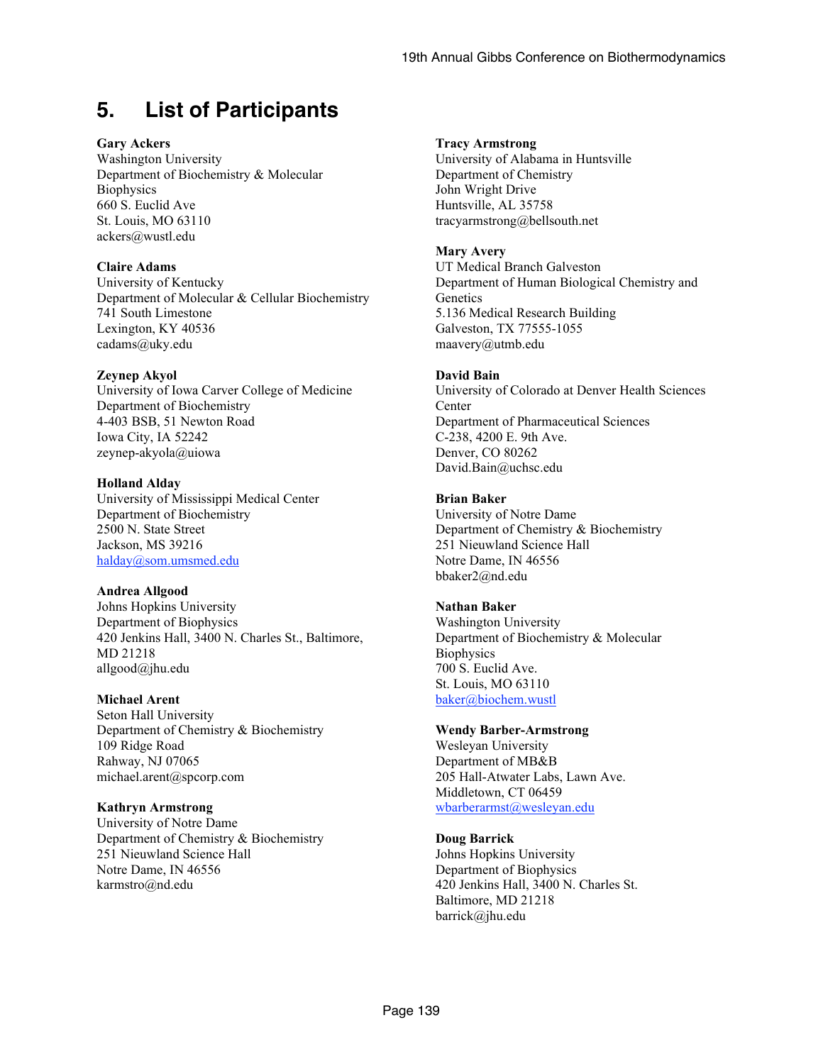# 5. List of Participants

**Gary Ackers**
Washington University
Department of Biochemistry & Molecular Biophysics
660 S. Euclid Ave
St. Louis, MO 63110
ackers@wustl.edu

**Claire Adams**
University of Kentucky
Department of Molecular & Cellular Biochemistry
741 South Limestone
Lexington, KY 40536
cadams@uky.edu

**Zeynep Akyol**
University of Iowa Carver College of Medicine
Department of Biochemistry
4-403 BSB, 51 Newton Road
Iowa City, IA 52242
zeynep-akyola@uiowa

**Holland Alday**
University of Mississippi Medical Center
Department of Biochemistry
2500 N. State Street
Jackson, MS 39216
halday@som.umsmed.edu

**Andrea Allgood**
Johns Hopkins University
Department of Biophysics
420 Jenkins Hall, 3400 N. Charles St., Baltimore, MD 21218
allgood@jhu.edu

**Michael Arent**
Seton Hall University
Department of Chemistry & Biochemistry
109 Ridge Road
Rahway, NJ 07065
michael.arent@spcorp.com

**Kathryn Armstrong**
University of Notre Dame
Department of Chemistry & Biochemistry
251 Nieuwland Science Hall
Notre Dame, IN 46556
karmstro@nd.edu

**Tracy Armstrong**
University of Alabama in Huntsville
Department of Chemistry
John Wright Drive
Huntsville, AL 35758
tracyarmstrong@bellsouth.net

**Mary Avery**
UT Medical Branch Galveston
Department of Human Biological Chemistry and Genetics
5.136 Medical Research Building
Galveston, TX 77555-1055
maavery@utmb.edu

**David Bain**
University of Colorado at Denver Health Sciences Center
Department of Pharmaceutical Sciences
C-238, 4200 E. 9th Ave.
Denver, CO 80262
David.Bain@uchsc.edu

**Brian Baker**
University of Notre Dame
Department of Chemistry & Biochemistry
251 Nieuwland Science Hall
Notre Dame, IN 46556
bbaker2@nd.edu

**Nathan Baker**
Washington University
Department of Biochemistry & Molecular Biophysics
700 S. Euclid Ave.
St. Louis, MO 63110
baker@biochem.wustl

**Wendy Barber-Armstrong**
Wesleyan University
Department of MB&B
205 Hall-Atwater Labs, Lawn Ave.
Middletown, CT 06459
wbarberarmst@wesleyan.edu

**Doug Barrick**
Johns Hopkins University
Department of Biophysics
420 Jenkins Hall, 3400 N. Charles St.
Baltimore, MD 21218
barrick@jhu.edu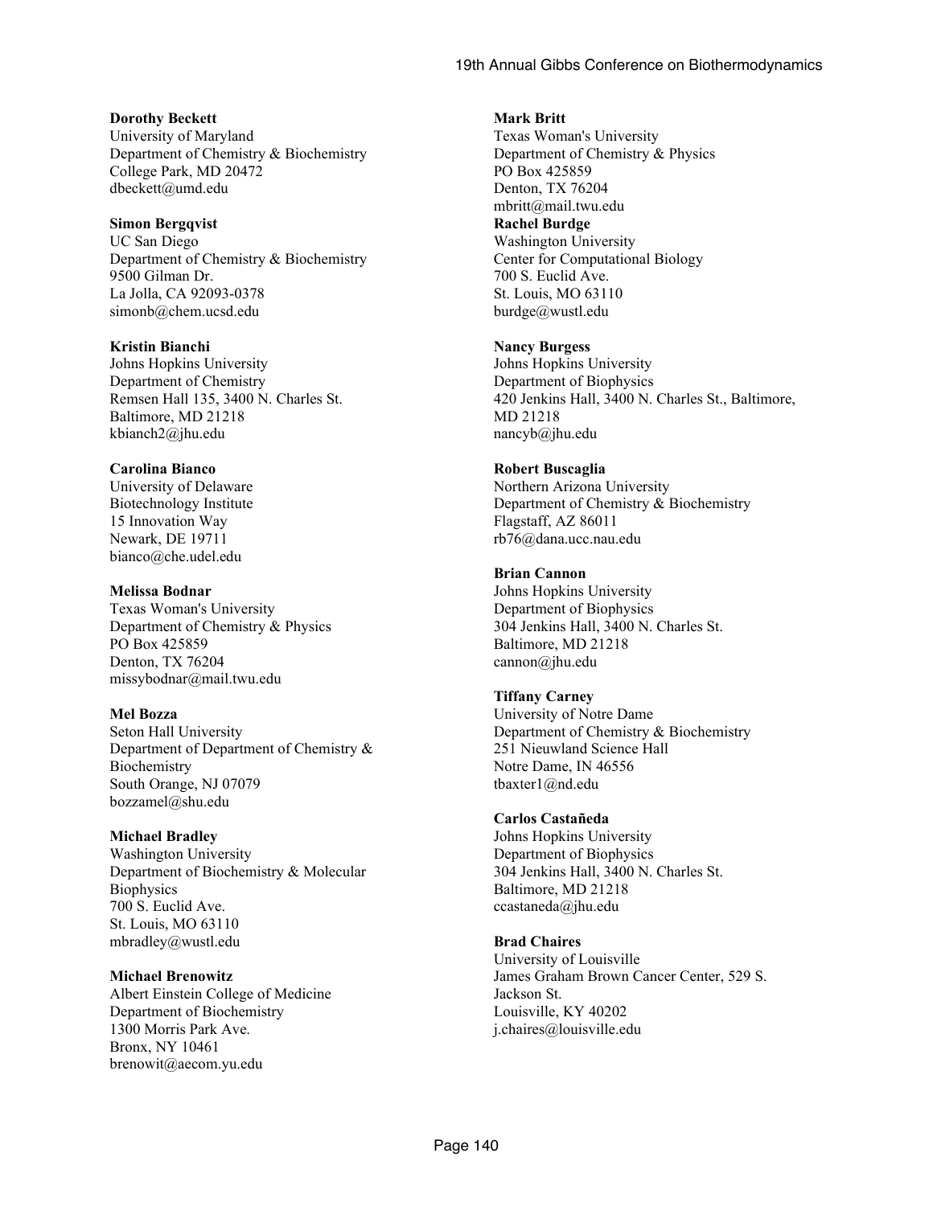**Dorothy Beckett**
University of Maryland
Department of Chemistry & Biochemistry
College Park, MD 20472
dbeckett@umd.edu

**Simon Bergqvist**
UC San Diego
Department of Chemistry & Biochemistry
9500 Gilman Dr.
La Jolla, CA 92093-0378
simonb@chem.ucsd.edu

**Kristin Bianchi**
Johns Hopkins University
Department of Chemistry
Remsen Hall 135, 3400 N. Charles St.
Baltimore, MD 21218
kbianch2@jhu.edu

**Carolina Bianco**
University of Delaware
Biotechnology Institute
15 Innovation Way
Newark, DE 19711
bianco@che.udel.edu

**Melissa Bodnar**
Texas Woman's University
Department of Chemistry & Physics
PO Box 425859
Denton, TX 76204
missybodnar@mail.twu.edu

**Mel Bozza**
Seton Hall University
Department of Department of Chemistry & Biochemistry
South Orange, NJ 07079
bozzamel@shu.edu

**Michael Bradley**
Washington University
Department of Biochemistry & Molecular Biophysics
700 S. Euclid Ave.
St. Louis, MO 63110
mbradley@wustl.edu

**Michael Brenowitz**
Albert Einstein College of Medicine
Department of Biochemistry
1300 Morris Park Ave.
Bronx, NY 10461
brenowit@aecom.yu.edu

**Mark Britt**
Texas Woman's University
Department of Chemistry & Physics
PO Box 425859
Denton, TX 76204
mbritt@mail.twu.edu

**Rachel Burdge**
Washington University
Center for Computational Biology
700 S. Euclid Ave.
St. Louis, MO 63110
burdge@wustl.edu

**Nancy Burgess**
Johns Hopkins University
Department of Biophysics
420 Jenkins Hall, 3400 N. Charles St., Baltimore, MD 21218
nancyb@jhu.edu

**Robert Buscaglia**
Northern Arizona University
Department of Chemistry & Biochemistry
Flagstaff, AZ 86011
rb76@dana.ucc.nau.edu

**Brian Cannon**
Johns Hopkins University
Department of Biophysics
304 Jenkins Hall, 3400 N. Charles St.
Baltimore, MD 21218
cannon@jhu.edu

**Tiffany Carney**
University of Notre Dame
Department of Chemistry & Biochemistry
251 Nieuwland Science Hall
Notre Dame, IN 46556
tbaxter1@nd.edu

**Carlos Castañeda**
Johns Hopkins University
Department of Biophysics
304 Jenkins Hall, 3400 N. Charles St.
Baltimore, MD 21218
ccastaneda@jhu.edu

**Brad Chaires**
University of Louisville
James Graham Brown Cancer Center, 529 S. Jackson St.
Louisville, KY 40202
j.chaires@louisville.edu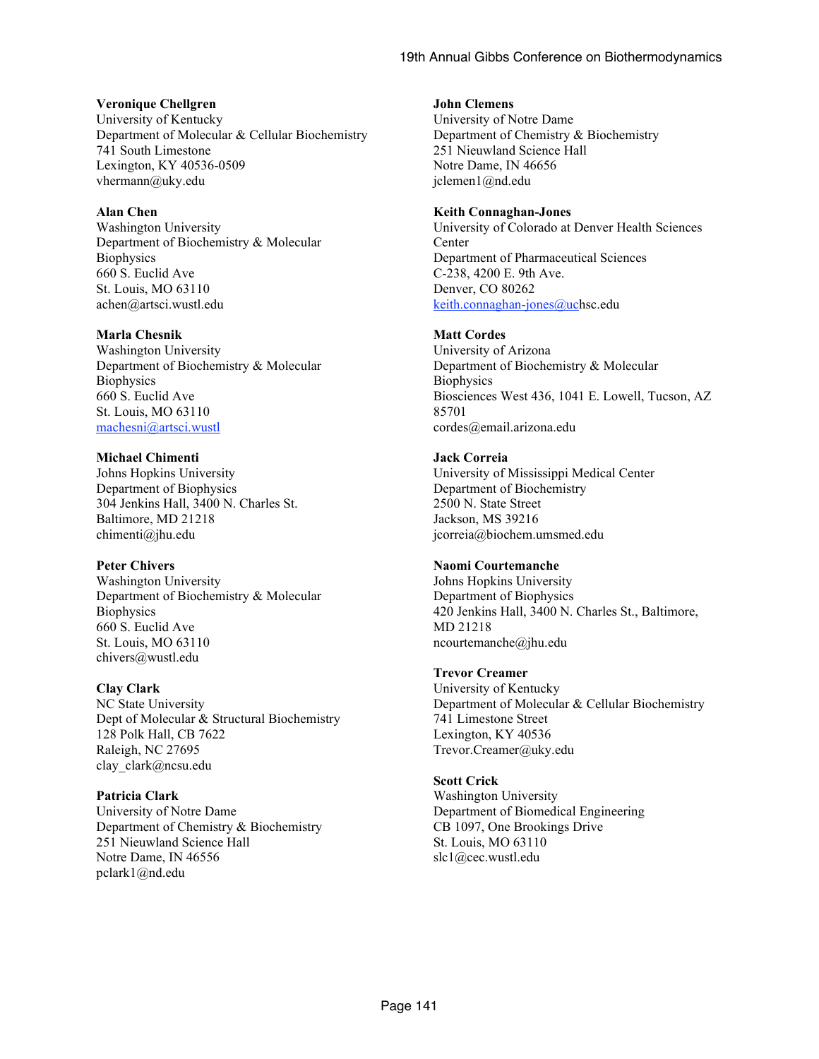**Veronique Chellgren**
University of Kentucky
Department of Molecular & Cellular Biochemistry
741 South Limestone
Lexington, KY 40536-0509
vhermann@uky.edu

**Alan Chen**
Washington University
Department of Biochemistry & Molecular Biophysics
660 S. Euclid Ave
St. Louis, MO 63110
achen@artsci.wustl.edu

**Marla Chesnik**
Washington University
Department of Biochemistry & Molecular Biophysics
660 S. Euclid Ave
St. Louis, MO 63110
machesni@artsci.wustl

**Michael Chimenti**
Johns Hopkins University
Department of Biophysics
304 Jenkins Hall, 3400 N. Charles St.
Baltimore, MD 21218
chimenti@jhu.edu

**Peter Chivers**
Washington University
Department of Biochemistry & Molecular Biophysics
660 S. Euclid Ave
St. Louis, MO 63110
chivers@wustl.edu

**Clay Clark**
NC State University
Dept of Molecular & Structural Biochemistry
128 Polk Hall, CB 7622
Raleigh, NC 27695
clay_clark@ncsu.edu

**Patricia Clark**
University of Notre Dame
Department of Chemistry & Biochemistry
251 Nieuwland Science Hall
Notre Dame, IN 46556
pclark1@nd.edu

**John Clemens**
University of Notre Dame
Department of Chemistry & Biochemistry
251 Nieuwland Science Hall
Notre Dame, IN 46656
jclemen1@nd.edu

**Keith Connaghan-Jones**
University of Colorado at Denver Health Sciences Center
Department of Pharmaceutical Sciences
C-238, 4200 E. 9th Ave.
Denver, CO 80262
keith.connaghan-jones@uchsc.edu

**Matt Cordes**
University of Arizona
Department of Biochemistry & Molecular Biophysics
Biosciences West 436, 1041 E. Lowell, Tucson, AZ 85701
cordes@email.arizona.edu

**Jack Correia**
University of Mississippi Medical Center
Department of Biochemistry
2500 N. State Street
Jackson, MS 39216
jcorreia@biochem.umsmed.edu

**Naomi Courtemanche**
Johns Hopkins University
Department of Biophysics
420 Jenkins Hall, 3400 N. Charles St., Baltimore, MD 21218
ncourtemanche@jhu.edu

**Trevor Creamer**
University of Kentucky
Department of Molecular & Cellular Biochemistry
741 Limestone Street
Lexington, KY 40536
Trevor.Creamer@uky.edu

**Scott Crick**
Washington University
Department of Biomedical Engineering
CB 1097, One Brookings Drive
St. Louis, MO 63110
slc1@cec.wustl.edu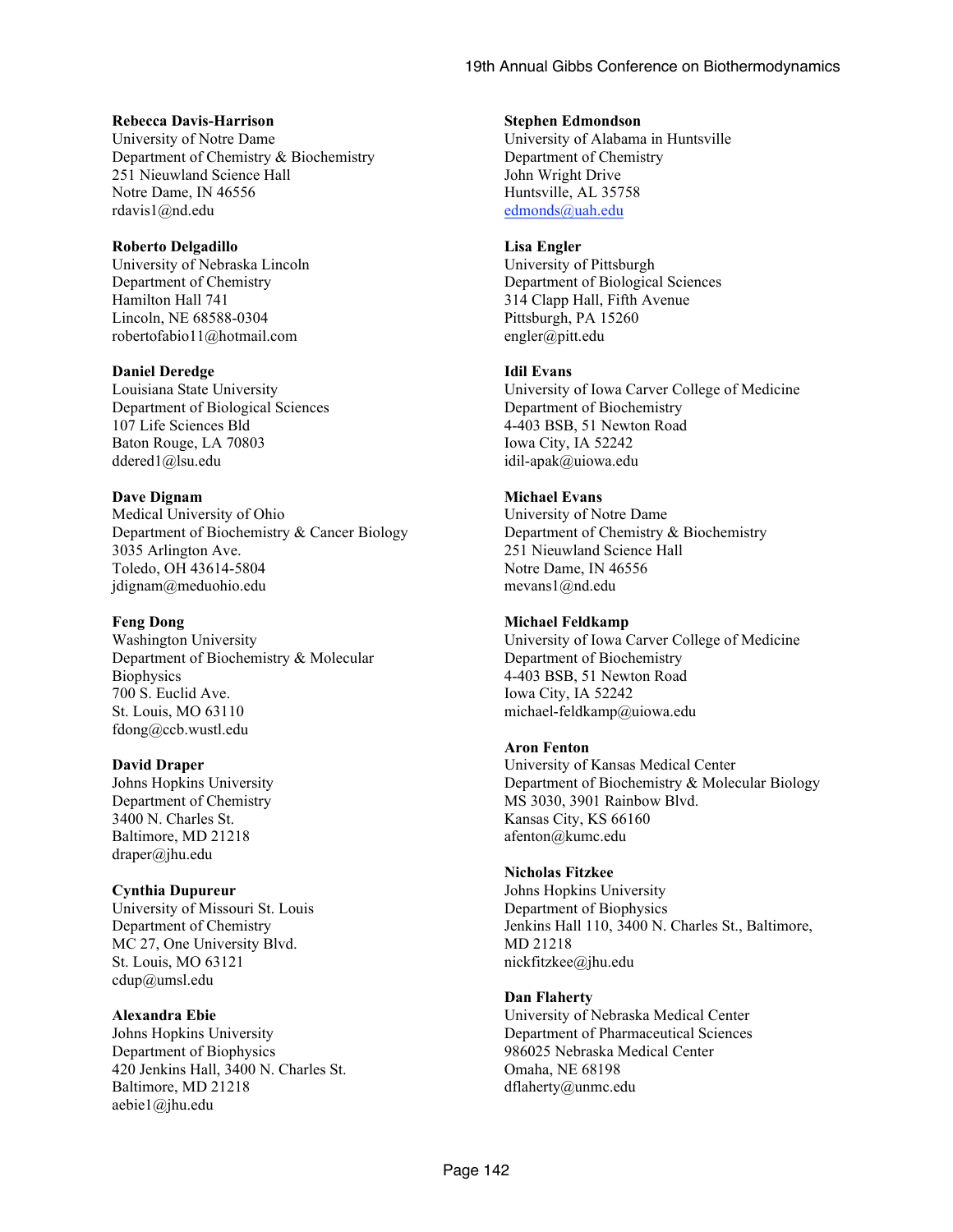**Rebecca Davis-Harrison**
University of Notre Dame
Department of Chemistry & Biochemistry
251 Nieuwland Science Hall
Notre Dame, IN 46556
rdavis1@nd.edu

**Roberto Delgadillo**
University of Nebraska Lincoln
Department of Chemistry
Hamilton Hall 741
Lincoln, NE 68588-0304
robertofabio11@hotmail.com

**Daniel Deredge**
Louisiana State University
Department of Biological Sciences
107 Life Sciences Bld
Baton Rouge, LA 70803
ddered1@lsu.edu

**Dave Dignam**
Medical University of Ohio
Department of Biochemistry & Cancer Biology
3035 Arlington Ave.
Toledo, OH 43614-5804
jdignam@meduohio.edu

**Feng Dong**
Washington University
Department of Biochemistry & Molecular Biophysics
700 S. Euclid Ave.
St. Louis, MO 63110
fdong@ccb.wustl.edu

**David Draper**
Johns Hopkins University
Department of Chemistry
3400 N. Charles St.
Baltimore, MD 21218
draper@jhu.edu

**Cynthia Dupureur**
University of Missouri St. Louis
Department of Chemistry
MC 27, One University Blvd.
St. Louis, MO 63121
cdup@umsl.edu

**Alexandra Ebie**
Johns Hopkins University
Department of Biophysics
420 Jenkins Hall, 3400 N. Charles St.
Baltimore, MD 21218
aebie1@jhu.edu

**Stephen Edmondson**
University of Alabama in Huntsville
Department of Chemistry
John Wright Drive
Huntsville, AL 35758
edmonds@uah.edu

**Lisa Engler**
University of Pittsburgh
Department of Biological Sciences
314 Clapp Hall, Fifth Avenue
Pittsburgh, PA 15260
engler@pitt.edu

**Idil Evans**
University of Iowa Carver College of Medicine
Department of Biochemistry
4-403 BSB, 51 Newton Road
Iowa City, IA 52242
idil-apak@uiowa.edu

**Michael Evans**
University of Notre Dame
Department of Chemistry & Biochemistry
251 Nieuwland Science Hall
Notre Dame, IN 46556
mevans1@nd.edu

**Michael Feldkamp**
University of Iowa Carver College of Medicine
Department of Biochemistry
4-403 BSB, 51 Newton Road
Iowa City, IA 52242
michael-feldkamp@uiowa.edu

**Aron Fenton**
University of Kansas Medical Center
Department of Biochemistry & Molecular Biology
MS 3030, 3901 Rainbow Blvd.
Kansas City, KS 66160
afenton@kumc.edu

**Nicholas Fitzkee**
Johns Hopkins University
Department of Biophysics
Jenkins Hall 110, 3400 N. Charles St., Baltimore, MD 21218
nickfitzkee@jhu.edu

**Dan Flaherty**
University of Nebraska Medical Center
Department of Pharmaceutical Sciences
986025 Nebraska Medical Center
Omaha, NE 68198
dflaherty@unmc.edu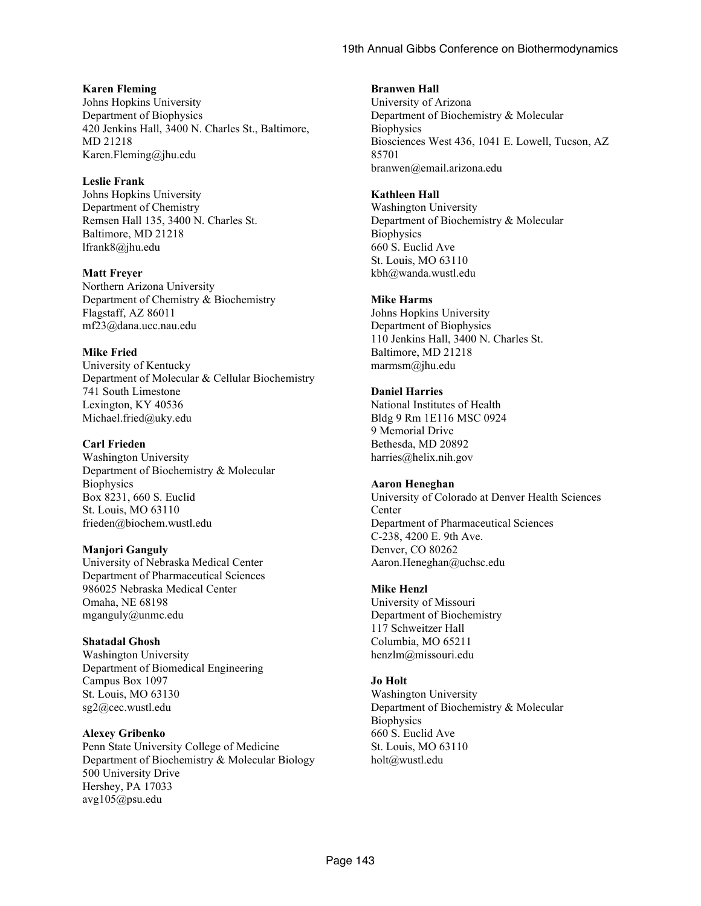**Karen Fleming**
Johns Hopkins University
Department of Biophysics
420 Jenkins Hall, 3400 N. Charles St., Baltimore, MD 21218
Karen.Fleming@jhu.edu

**Leslie Frank**
Johns Hopkins University
Department of Chemistry
Remsen Hall 135, 3400 N. Charles St.
Baltimore, MD 21218
lfrank8@jhu.edu

**Matt Freyer**
Northern Arizona University
Department of Chemistry & Biochemistry
Flagstaff, AZ 86011
mf23@dana.ucc.nau.edu

**Mike Fried**
University of Kentucky
Department of Molecular & Cellular Biochemistry
741 South Limestone
Lexington, KY 40536
Michael.fried@uky.edu

**Carl Frieden**
Washington University
Department of Biochemistry & Molecular Biophysics
Box 8231, 660 S. Euclid
St. Louis, MO 63110
frieden@biochem.wustl.edu

**Manjori Ganguly**
University of Nebraska Medical Center
Department of Pharmaceutical Sciences
986025 Nebraska Medical Center
Omaha, NE 68198
mganguly@unmc.edu

**Shatadal Ghosh**
Washington University
Department of Biomedical Engineering
Campus Box 1097
St. Louis, MO 63130
sg2@cec.wustl.edu

**Alexey Gribenko**
Penn State University College of Medicine
Department of Biochemistry & Molecular Biology
500 University Drive
Hershey, PA 17033
avg105@psu.edu

**Branwen Hall**
University of Arizona
Department of Biochemistry & Molecular Biophysics
Biosciences West 436, 1041 E. Lowell, Tucson, AZ 85701
branwen@email.arizona.edu

**Kathleen Hall**
Washington University
Department of Biochemistry & Molecular Biophysics
660 S. Euclid Ave
St. Louis, MO 63110
kbh@wanda.wustl.edu

**Mike Harms**
Johns Hopkins University
Department of Biophysics
110 Jenkins Hall, 3400 N. Charles St.
Baltimore, MD 21218
marmsm@jhu.edu

**Daniel Harries**
National Institutes of Health
Bldg 9 Rm 1E116 MSC 0924
9 Memorial Drive
Bethesda, MD 20892
harries@helix.nih.gov

**Aaron Heneghan**
University of Colorado at Denver Health Sciences Center
Department of Pharmaceutical Sciences
C-238, 4200 E. 9th Ave.
Denver, CO 80262
Aaron.Heneghan@uchsc.edu

**Mike Henzl**
University of Missouri
Department of Biochemistry
117 Schweitzer Hall
Columbia, MO 65211
henzlm@missouri.edu

**Jo Holt**
Washington University
Department of Biochemistry & Molecular Biophysics
660 S. Euclid Ave
St. Louis, MO 63110
holt@wustl.edu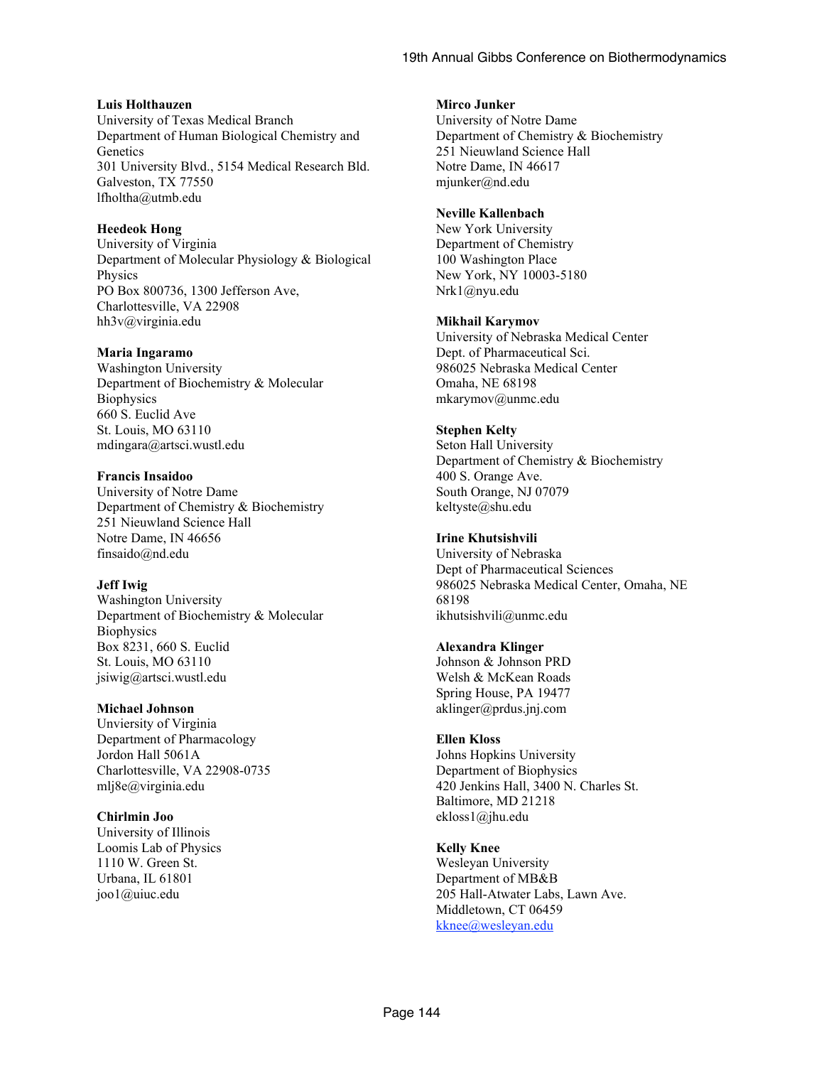**Luis Holthauzen**
University of Texas Medical Branch
Department of Human Biological Chemistry and Genetics
301 University Blvd., 5154 Medical Research Bld.
Galveston, TX 77550
lfholtha@utmb.edu

**Heedeok Hong**
University of Virginia
Department of Molecular Physiology & Biological Physics
PO Box 800736, 1300 Jefferson Ave,
Charlottesville, VA 22908
hh3v@virginia.edu

**Maria Ingaramo**
Washington University
Department of Biochemistry & Molecular Biophysics
660 S. Euclid Ave
St. Louis, MO 63110
mdingara@artsci.wustl.edu

**Francis Insaidoo**
University of Notre Dame
Department of Chemistry & Biochemistry
251 Nieuwland Science Hall
Notre Dame, IN 46656
finsaido@nd.edu

**Jeff Iwig**
Washington University
Department of Biochemistry & Molecular Biophysics
Box 8231, 660 S. Euclid
St. Louis, MO 63110
jsiwig@artsci.wustl.edu

**Michael Johnson**
Unviersity of Virginia
Department of Pharmacology
Jordon Hall 5061A
Charlottesville, VA 22908-0735
mlj8e@virginia.edu

**Chirlmin Joo**
University of Illinois
Loomis Lab of Physics
1110 W. Green St.
Urbana, IL 61801
joo1@uiuc.edu

**Mirco Junker**
University of Notre Dame
Department of Chemistry & Biochemistry
251 Nieuwland Science Hall
Notre Dame, IN 46617
mjunker@nd.edu

**Neville Kallenbach**
New York University
Department of Chemistry
100 Washington Place
New York, NY 10003-5180
Nrk1@nyu.edu

**Mikhail Karymov**
University of Nebraska Medical Center
Dept. of Pharmaceutical Sci.
986025 Nebraska Medical Center
Omaha, NE 68198
mkarymov@unmc.edu

**Stephen Kelty**
Seton Hall University
Department of Chemistry & Biochemistry
400 S. Orange Ave.
South Orange, NJ 07079
keltyste@shu.edu

**Irine Khutsishvili**
University of Nebraska
Dept of Pharmaceutical Sciences
986025 Nebraska Medical Center, Omaha, NE 68198
ikhutsishvili@unmc.edu

**Alexandra Klinger**
Johnson & Johnson PRD
Welsh & McKean Roads
Spring House, PA 19477
aklinger@prdus.jnj.com

**Ellen Kloss**
Johns Hopkins University
Department of Biophysics
420 Jenkins Hall, 3400 N. Charles St.
Baltimore, MD 21218
ekloss1@jhu.edu

**Kelly Knee**
Wesleyan University
Department of MB&B
205 Hall-Atwater Labs, Lawn Ave.
Middletown, CT 06459
kknee@wesleyan.edu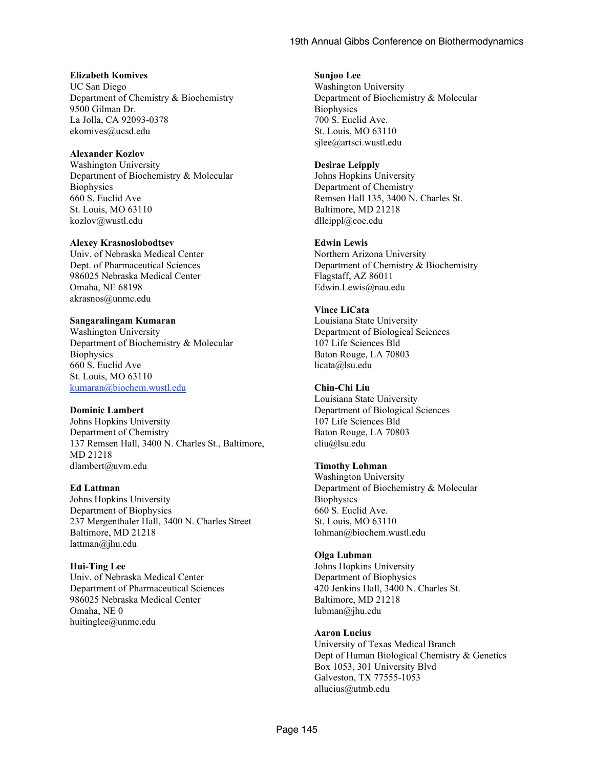**Elizabeth Komives**
UC San Diego
Department of Chemistry & Biochemistry
9500 Gilman Dr.
La Jolla, CA 92093-0378
ekomives@ucsd.edu

**Alexander Kozlov**
Washington University
Department of Biochemistry & Molecular Biophysics
660 S. Euclid Ave
St. Louis, MO 63110
kozlov@wustl.edu

**Alexey Krasnoslobodtsev**
Univ. of Nebraska Medical Center
Dept. of Pharmaceutical Sciences
986025 Nebraska Medical Center
Omaha, NE 68198
akrasnos@unmc.edu

**Sangaralingam Kumaran**
Washington University
Department of Biochemistry & Molecular Biophysics
660 S. Euclid Ave
St. Louis, MO 63110
kumaran@biochem.wustl.edu

**Dominic Lambert**
Johns Hopkins University
Department of Chemistry
137 Remsen Hall, 3400 N. Charles St., Baltimore, MD 21218
dlambert@uvm.edu

**Ed Lattman**
Johns Hopkins University
Department of Biophysics
237 Mergenthaler Hall, 3400 N. Charles Street
Baltimore, MD 21218
lattman@jhu.edu

**Hui-Ting Lee**
Univ. of Nebraska Medical Center
Department of Pharmaceutical Sciences
986025 Nebraska Medical Center
Omaha, NE 0
huitinglee@unmc.edu

**Sunjoo Lee**
Washington University
Department of Biochemistry & Molecular Biophysics
700 S. Euclid Ave.
St. Louis, MO 63110
sjlee@artsci.wustl.edu

**Desirae Leipply**
Johns Hopkins University
Department of Chemistry
Remsen Hall 135, 3400 N. Charles St.
Baltimore, MD 21218
dlleippl@coe.edu

**Edwin Lewis**
Northern Arizona University
Department of Chemistry & Biochemistry
Flagstaff, AZ 86011
Edwin.Lewis@nau.edu

**Vince LiCata**
Louisiana State University
Department of Biological Sciences
107 Life Sciences Bld
Baton Rouge, LA 70803
licata@lsu.edu

**Chin-Chi Liu**
Louisiana State University
Department of Biological Sciences
107 Life Sciences Bld
Baton Rouge, LA 70803
cliu@lsu.edu

**Timothy Lohman**
Washington University
Department of Biochemistry & Molecular Biophysics
660 S. Euclid Ave.
St. Louis, MO 63110
lohman@biochem.wustl.edu

**Olga Lubman**
Johns Hopkins University
Department of Biophysics
420 Jenkins Hall, 3400 N. Charles St.
Baltimore, MD 21218
lubman@jhu.edu

**Aaron Lucius**
University of Texas Medical Branch
Dept of Human Biological Chemistry & Genetics
Box 1053, 301 University Blvd
Galveston, TX 77555-1053
allucius@utmb.edu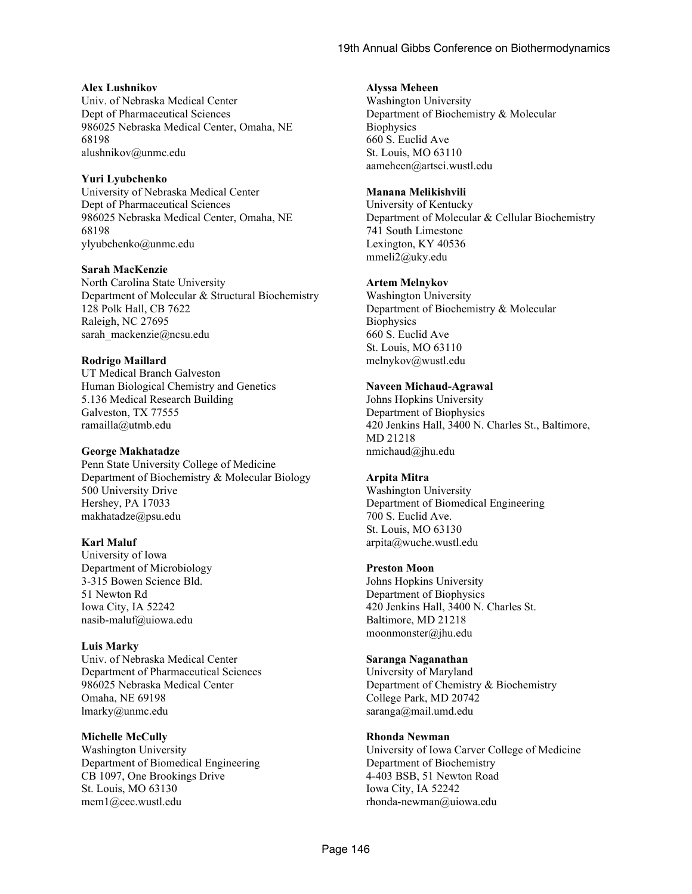**Alex Lushnikov**
Univ. of Nebraska Medical Center
Dept of Pharmaceutical Sciences
986025 Nebraska Medical Center, Omaha, NE 68198
alushnikov@unmc.edu

**Yuri Lyubchenko**
University of Nebraska Medical Center
Dept of Pharmaceutical Sciences
986025 Nebraska Medical Center, Omaha, NE 68198
ylyubchenko@unmc.edu

**Sarah MacKenzie**
North Carolina State University
Department of Molecular & Structural Biochemistry
128 Polk Hall, CB 7622
Raleigh, NC 27695
sarah_mackenzie@ncsu.edu

**Rodrigo Maillard**
UT Medical Branch Galveston
Human Biological Chemistry and Genetics
5.136 Medical Research Building
Galveston, TX 77555
ramailla@utmb.edu

**George Makhatadze**
Penn State University College of Medicine
Department of Biochemistry & Molecular Biology
500 University Drive
Hershey, PA 17033
makhatadze@psu.edu

**Karl Maluf**
University of Iowa
Department of Microbiology
3-315 Bowen Science Bld.
51 Newton Rd
Iowa City, IA 52242
nasib-maluf@uiowa.edu

**Luis Marky**
Univ. of Nebraska Medical Center
Department of Pharmaceutical Sciences
986025 Nebraska Medical Center
Omaha, NE 69198
lmarky@unmc.edu

**Michelle McCully**
Washington University
Department of Biomedical Engineering
CB 1097, One Brookings Drive
St. Louis, MO 63130
mem1@cec.wustl.edu

**Alyssa Meheen**
Washington University
Department of Biochemistry & Molecular Biophysics
660 S. Euclid Ave
St. Louis, MO 63110
aameheen@artsci.wustl.edu

**Manana Melikishvili**
University of Kentucky
Department of Molecular & Cellular Biochemistry
741 South Limestone
Lexington, KY 40536
mmeli2@uky.edu

**Artem Melnykov**
Washington University
Department of Biochemistry & Molecular Biophysics
660 S. Euclid Ave
St. Louis, MO 63110
melnykov@wustl.edu

**Naveen Michaud-Agrawal**
Johns Hopkins University
Department of Biophysics
420 Jenkins Hall, 3400 N. Charles St., Baltimore, MD 21218
nmichaud@jhu.edu

**Arpita Mitra**
Washington University
Department of Biomedical Engineering
700 S. Euclid Ave.
St. Louis, MO 63130
arpita@wuche.wustl.edu

**Preston Moon**
Johns Hopkins University
Department of Biophysics
420 Jenkins Hall, 3400 N. Charles St.
Baltimore, MD 21218
moonmonster@jhu.edu

**Saranga Naganathan**
University of Maryland
Department of Chemistry & Biochemistry
College Park, MD 20742
saranga@mail.umd.edu

**Rhonda Newman**
University of Iowa Carver College of Medicine
Department of Biochemistry
4-403 BSB, 51 Newton Road
Iowa City, IA 52242
rhonda-newman@uiowa.edu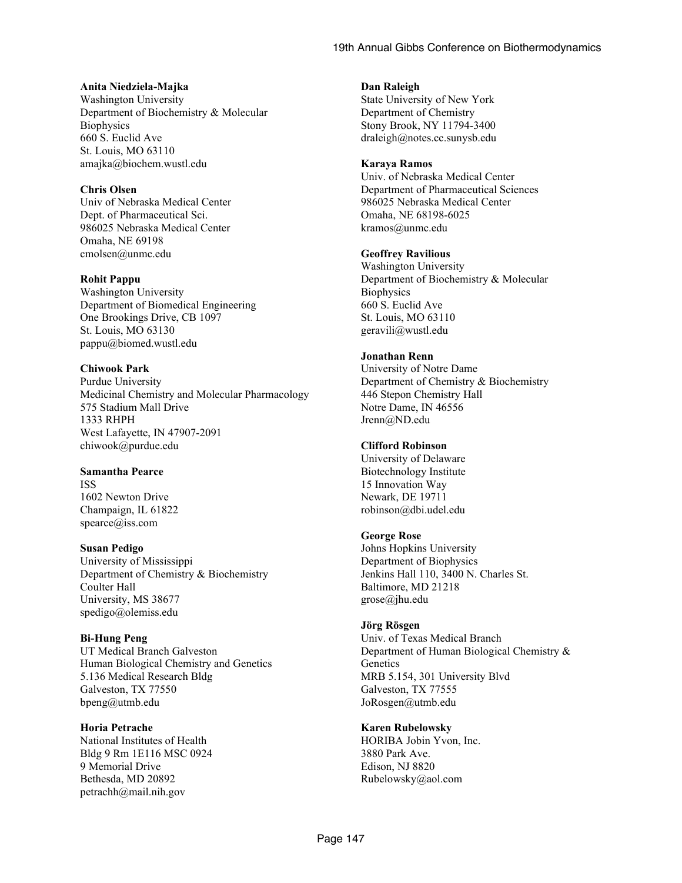**Anita Niedziela-Majka**
Washington University
Department of Biochemistry & Molecular Biophysics
660 S. Euclid Ave
St. Louis, MO 63110
amajka@biochem.wustl.edu

**Chris Olsen**
Univ of Nebraska Medical Center
Dept. of Pharmaceutical Sci.
986025 Nebraska Medical Center
Omaha, NE 69198
cmolsen@unmc.edu

**Rohit Pappu**
Washington University
Department of Biomedical Engineering
One Brookings Drive, CB 1097
St. Louis, MO 63130
pappu@biomed.wustl.edu

**Chiwook Park**
Purdue University
Medicinal Chemistry and Molecular Pharmacology
575 Stadium Mall Drive
1333 RHPH
West Lafayette, IN 47907-2091
chiwook@purdue.edu

**Samantha Pearce**
ISS
1602 Newton Drive
Champaign, IL 61822
spearce@iss.com

**Susan Pedigo**
University of Mississippi
Department of Chemistry & Biochemistry
Coulter Hall
University, MS 38677
spedigo@olemiss.edu

**Bi-Hung Peng**
UT Medical Branch Galveston
Human Biological Chemistry and Genetics
5.136 Medical Research Bldg
Galveston, TX 77550
bpeng@utmb.edu

**Horia Petrache**
National Institutes of Health
Bldg 9 Rm 1E116 MSC 0924
9 Memorial Drive
Bethesda, MD 20892
petrachh@mail.nih.gov

**Dan Raleigh**
State University of New York
Department of Chemistry
Stony Brook, NY 11794-3400
draleigh@notes.cc.sunysb.edu

**Karaya Ramos**
Univ. of Nebraska Medical Center
Department of Pharmaceutical Sciences
986025 Nebraska Medical Center
Omaha, NE 68198-6025
kramos@unmc.edu

**Geoffrey Ravilious**
Washington University
Department of Biochemistry & Molecular Biophysics
660 S. Euclid Ave
St. Louis, MO 63110
geravili@wustl.edu

**Jonathan Renn**
University of Notre Dame
Department of Chemistry & Biochemistry
446 Stepon Chemistry Hall
Notre Dame, IN 46556
Jrenn@ND.edu

**Clifford Robinson**
University of Delaware
Biotechnology Institute
15 Innovation Way
Newark, DE 19711
robinson@dbi.udel.edu

**George Rose**
Johns Hopkins University
Department of Biophysics
Jenkins Hall 110, 3400 N. Charles St.
Baltimore, MD 21218
grose@jhu.edu

**Jörg Rösgen**
Univ. of Texas Medical Branch
Department of Human Biological Chemistry & Genetics
MRB 5.154, 301 University Blvd
Galveston, TX 77555
JoRosgen@utmb.edu

**Karen Rubelowsky**
HORIBA Jobin Yvon, Inc.
3880 Park Ave.
Edison, NJ 8820
Rubelowsky@aol.com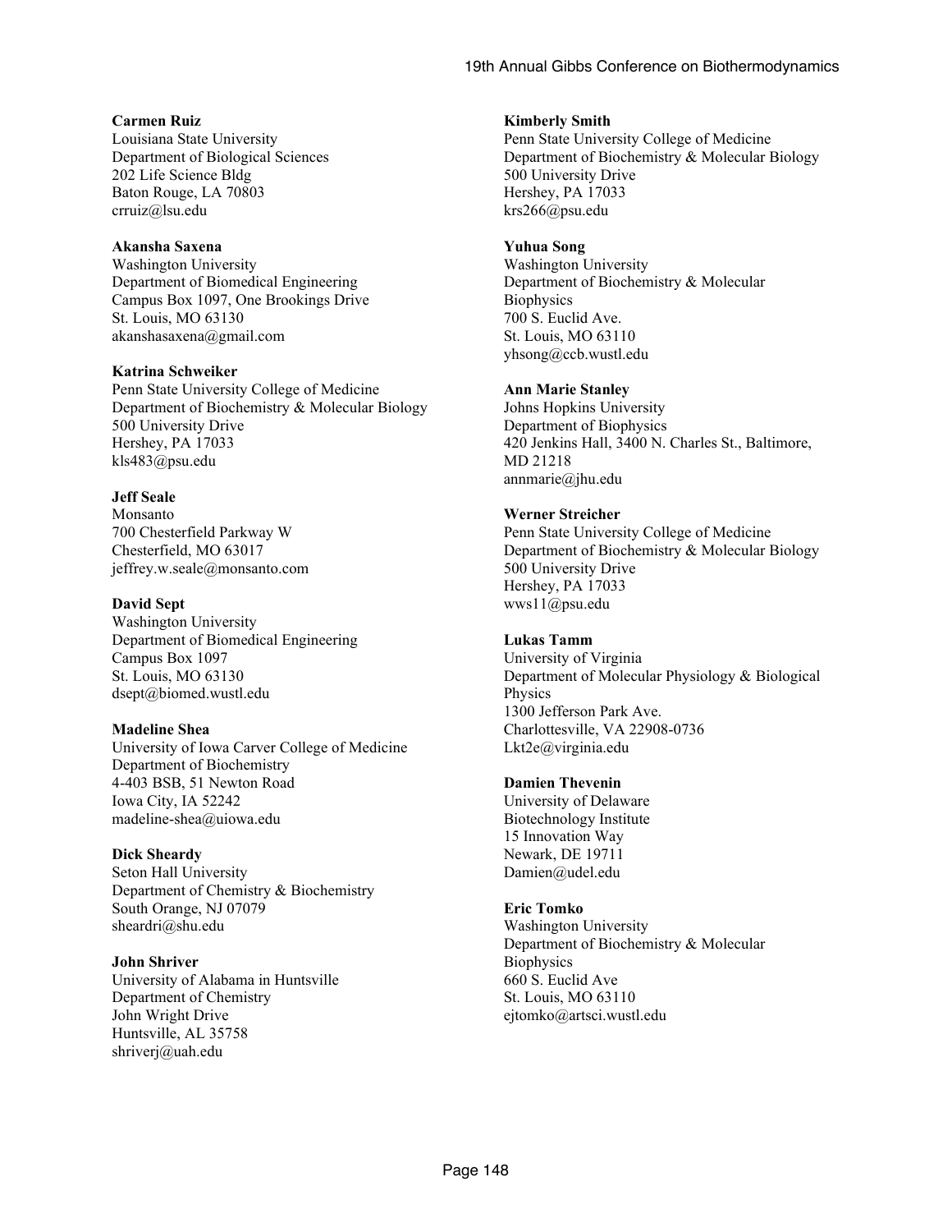**Carmen Ruiz**
Louisiana State University
Department of Biological Sciences
202 Life Science Bldg
Baton Rouge, LA 70803
crruiz@lsu.edu

**Akansha Saxena**
Washington University
Department of Biomedical Engineering
Campus Box 1097, One Brookings Drive
St. Louis, MO 63130
akanshasaxena@gmail.com

**Katrina Schweiker**
Penn State University College of Medicine
Department of Biochemistry & Molecular Biology
500 University Drive
Hershey, PA 17033
kls483@psu.edu

**Jeff Seale**
Monsanto
700 Chesterfield Parkway W
Chesterfield, MO 63017
jeffrey.w.seale@monsanto.com

**David Sept**
Washington University
Department of Biomedical Engineering
Campus Box 1097
St. Louis, MO 63130
dsept@biomed.wustl.edu

**Madeline Shea**
University of Iowa Carver College of Medicine
Department of Biochemistry
4-403 BSB, 51 Newton Road
Iowa City, IA 52242
madeline-shea@uiowa.edu

**Dick Sheardy**
Seton Hall University
Department of Chemistry & Biochemistry
South Orange, NJ 07079
sheardri@shu.edu

**John Shriver**
University of Alabama in Huntsville
Department of Chemistry
John Wright Drive
Huntsville, AL 35758
shriverj@uah.edu

**Kimberly Smith**
Penn State University College of Medicine
Department of Biochemistry & Molecular Biology
500 University Drive
Hershey, PA 17033
krs266@psu.edu

**Yuhua Song**
Washington University
Department of Biochemistry & Molecular Biophysics
700 S. Euclid Ave.
St. Louis, MO 63110
yhsong@ccb.wustl.edu

**Ann Marie Stanley**
Johns Hopkins University
Department of Biophysics
420 Jenkins Hall, 3400 N. Charles St., Baltimore, MD 21218
annmarie@jhu.edu

**Werner Streicher**
Penn State University College of Medicine
Department of Biochemistry & Molecular Biology
500 University Drive
Hershey, PA 17033
wws11@psu.edu

**Lukas Tamm**
University of Virginia
Department of Molecular Physiology & Biological Physics
1300 Jefferson Park Ave.
Charlottesville, VA 22908-0736
Lkt2e@virginia.edu

**Damien Thevenin**
University of Delaware
Biotechnology Institute
15 Innovation Way
Newark, DE 19711
Damien@udel.edu

**Eric Tomko**
Washington University
Department of Biochemistry & Molecular Biophysics
660 S. Euclid Ave
St. Louis, MO 63110
ejtomko@artsci.wustl.edu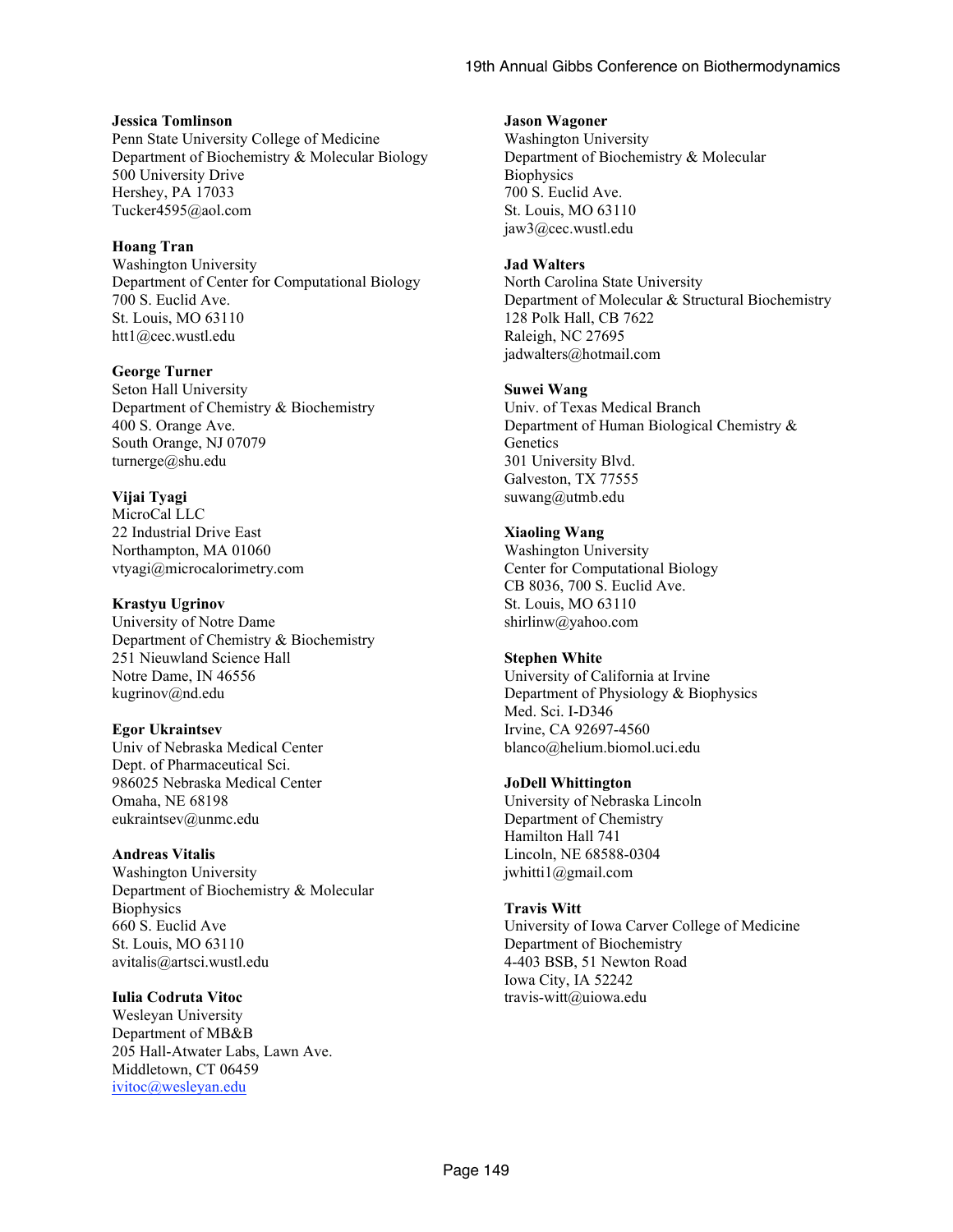**Jessica Tomlinson**
Penn State University College of Medicine
Department of Biochemistry & Molecular Biology
500 University Drive
Hershey, PA 17033
Tucker4595@aol.com

**Hoang Tran**
Washington University
Department of Center for Computational Biology
700 S. Euclid Ave.
St. Louis, MO 63110
htt1@cec.wustl.edu

**George Turner**
Seton Hall University
Department of Chemistry & Biochemistry
400 S. Orange Ave.
South Orange, NJ 07079
turnerge@shu.edu

**Vijai Tyagi**
MicroCal LLC
22 Industrial Drive East
Northampton, MA 01060
vtyagi@microcalorimetry.com

**Krastyu Ugrinov**
University of Notre Dame
Department of Chemistry & Biochemistry
251 Nieuwland Science Hall
Notre Dame, IN 46556
kugrinov@nd.edu

**Egor Ukraintsev**
Univ of Nebraska Medical Center
Dept. of Pharmaceutical Sci.
986025 Nebraska Medical Center
Omaha, NE 68198
eukraintsev@unmc.edu

**Andreas Vitalis**
Washington University
Department of Biochemistry & Molecular Biophysics
660 S. Euclid Ave
St. Louis, MO 63110
avitalis@artsci.wustl.edu

**Iulia Codruta Vitoc**
Wesleyan University
Department of MB&B
205 Hall-Atwater Labs, Lawn Ave.
Middletown, CT 06459
ivitoc@wesleyan.edu

**Jason Wagoner**
Washington University
Department of Biochemistry & Molecular Biophysics
700 S. Euclid Ave.
St. Louis, MO 63110
jaw3@cec.wustl.edu

**Jad Walters**
North Carolina State University
Department of Molecular & Structural Biochemistry
128 Polk Hall, CB 7622
Raleigh, NC 27695
jadwalters@hotmail.com

**Suwei Wang**
Univ. of Texas Medical Branch
Department of Human Biological Chemistry & Genetics
301 University Blvd.
Galveston, TX 77555
suwang@utmb.edu

**Xiaoling Wang**
Washington University
Center for Computational Biology
CB 8036, 700 S. Euclid Ave.
St. Louis, MO 63110
shirlinw@yahoo.com

**Stephen White**
University of California at Irvine
Department of Physiology & Biophysics
Med. Sci. I-D346
Irvine, CA 92697-4560
blanco@helium.biomol.uci.edu

**JoDell Whittington**
University of Nebraska Lincoln
Department of Chemistry
Hamilton Hall 741
Lincoln, NE 68588-0304
jwhitti1@gmail.com

**Travis Witt**
University of Iowa Carver College of Medicine
Department of Biochemistry
4-403 BSB, 51 Newton Road
Iowa City, IA 52242
travis-witt@uiowa.edu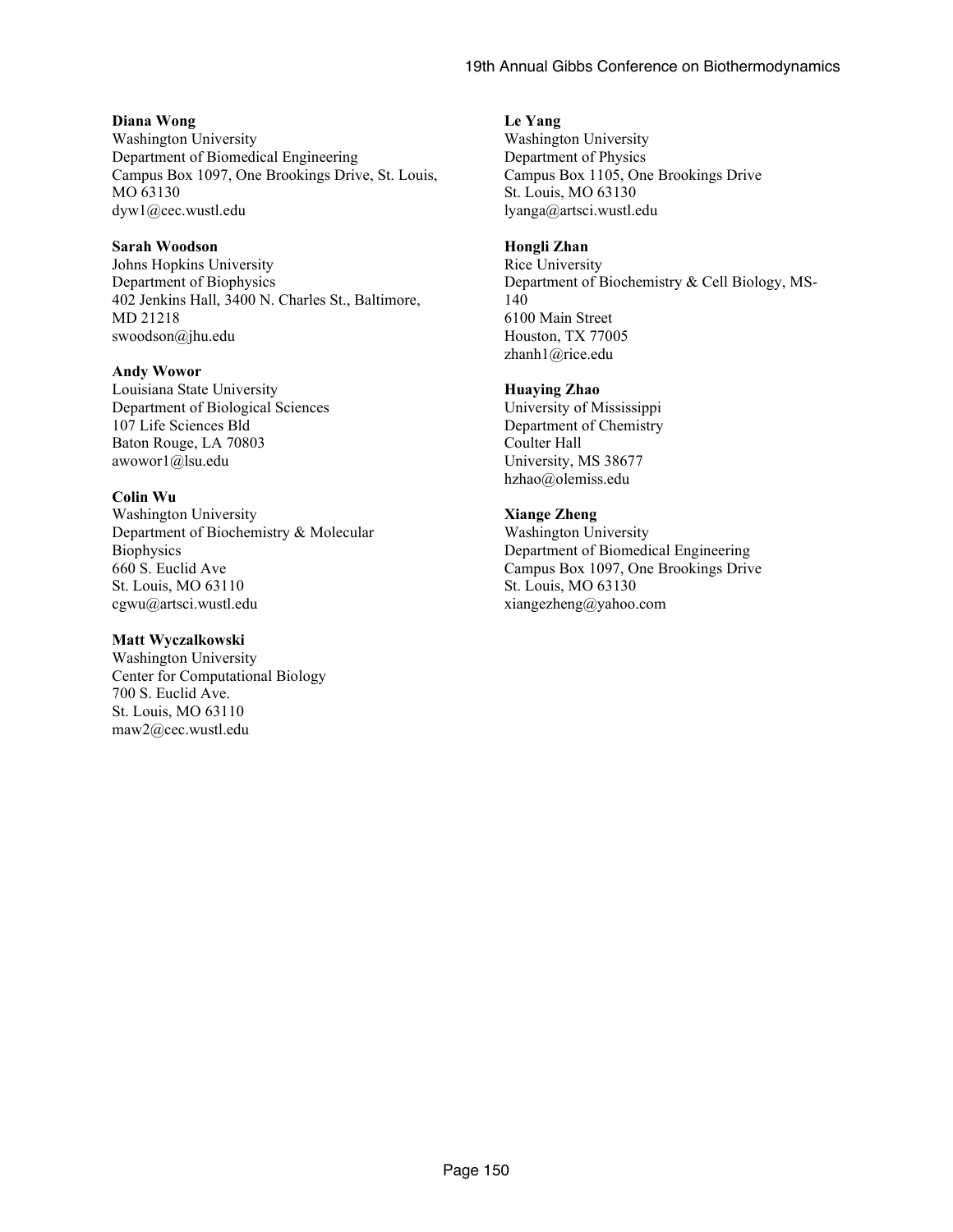**Diana Wong**
Washington University
Department of Biomedical Engineering
Campus Box 1097, One Brookings Drive, St. Louis, MO 63130
dyw1@cec.wustl.edu

**Sarah Woodson**
Johns Hopkins University
Department of Biophysics
402 Jenkins Hall, 3400 N. Charles St., Baltimore, MD 21218
swoodson@jhu.edu

**Andy Wowor**
Louisiana State University
Department of Biological Sciences
107 Life Sciences Bld
Baton Rouge, LA 70803
awowor1@lsu.edu

**Colin Wu**
Washington University
Department of Biochemistry & Molecular Biophysics
660 S. Euclid Ave
St. Louis, MO 63110
cgwu@artsci.wustl.edu

**Matt Wyczalkowski**
Washington University
Center for Computational Biology
700 S. Euclid Ave.
St. Louis, MO 63110
maw2@cec.wustl.edu

**Le Yang**
Washington University
Department of Physics
Campus Box 1105, One Brookings Drive
St. Louis, MO 63130
lyanga@artsci.wustl.edu

**Hongli Zhan**
Rice University
Department of Biochemistry & Cell Biology, MS-140
6100 Main Street
Houston, TX 77005
zhanh1@rice.edu

**Huaying Zhao**
University of Mississippi
Department of Chemistry
Coulter Hall
University, MS 38677
hzhao@olemiss.edu

**Xiange Zheng**
Washington University
Department of Biomedical Engineering
Campus Box 1097, One Brookings Drive
St. Louis, MO 63130
xiangezheng@yahoo.com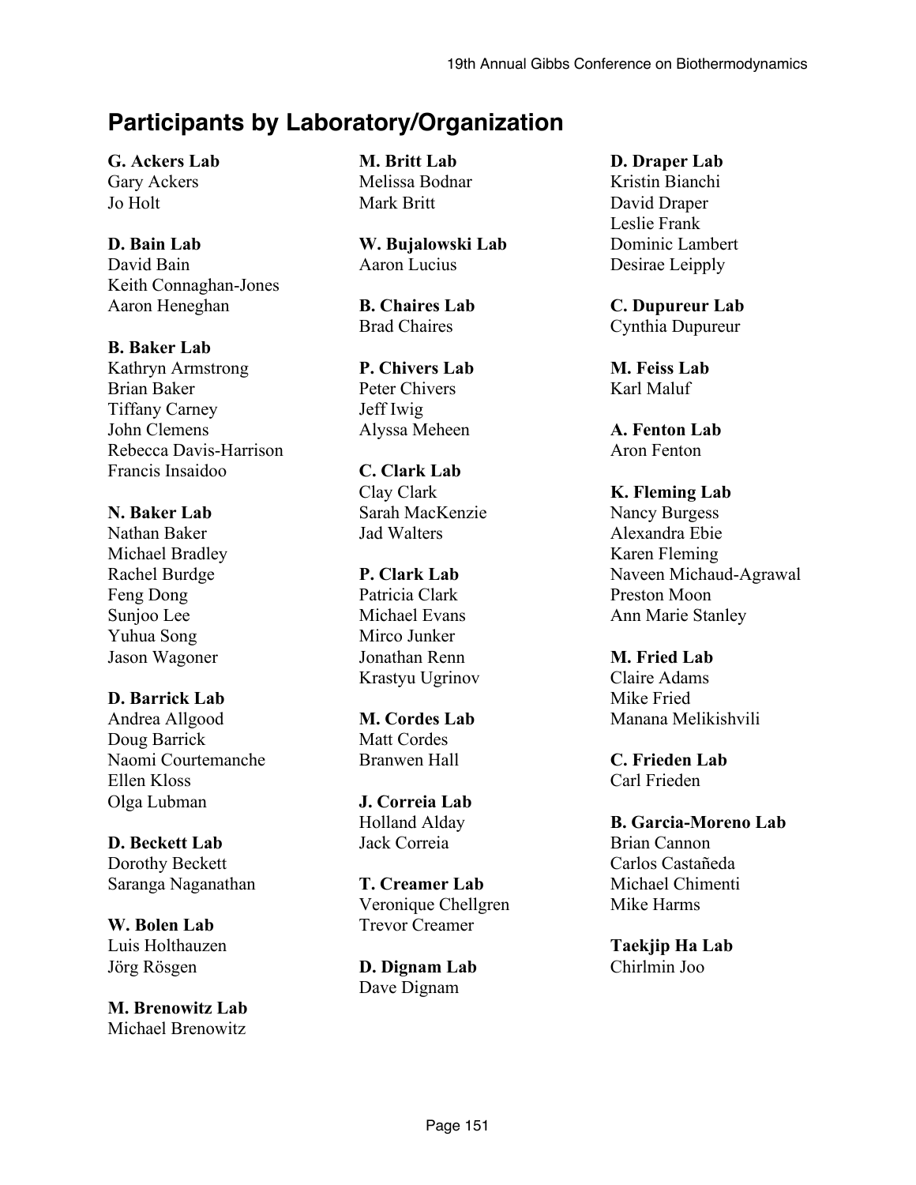## Participants by Laboratory/Organization

**G. Ackers Lab**
Gary Ackers
Jo Holt

**D. Bain Lab**
David Bain
Keith Connaghan-Jones
Aaron Heneghan

**B. Baker Lab**
Kathryn Armstrong
Brian Baker
Tiffany Carney
John Clemens
Rebecca Davis-Harrison
Francis Insaidoo

**N. Baker Lab**
Nathan Baker
Michael Bradley
Rachel Burdge
Feng Dong
Sunjoo Lee
Yuhua Song
Jason Wagoner

**D. Barrick Lab**
Andrea Allgood
Doug Barrick
Naomi Courtemanche
Ellen Kloss
Olga Lubman

**D. Beckett Lab**
Dorothy Beckett
Saranga Naganathan

**W. Bolen Lab**
Luis Holthauzen
Jörg Rösgen

**M. Brenowitz Lab**
Michael Brenowitz

**M. Britt Lab**
Melissa Bodnar
Mark Britt

**W. Bujalowski Lab**
Aaron Lucius

**B. Chaires Lab**
Brad Chaires

**P. Chivers Lab**
Peter Chivers
Jeff Iwig
Alyssa Meheen

**C. Clark Lab**
Clay Clark
Sarah MacKenzie
Jad Walters

**P. Clark Lab**
Patricia Clark
Michael Evans
Mirco Junker
Jonathan Renn
Krastyu Ugrinov

**M. Cordes Lab**
Matt Cordes
Branwen Hall

**J. Correia Lab**
Holland Alday
Jack Correia

**T. Creamer Lab**
Veronique Chellgren
Trevor Creamer

**D. Dignam Lab**
Dave Dignam

**D. Draper Lab**
Kristin Bianchi
David Draper
Leslie Frank
Dominic Lambert
Desirae Leipply

**C. Dupureur Lab**
Cynthia Dupureur

**M. Feiss Lab**
Karl Maluf

**A. Fenton Lab**
Aron Fenton

**K. Fleming Lab**
Nancy Burgess
Alexandra Ebie
Karen Fleming
Naveen Michaud-Agrawal
Preston Moon
Ann Marie Stanley

**M. Fried Lab**
Claire Adams
Mike Fried
Manana Melikishvili

**C. Frieden Lab**
Carl Frieden

**B. Garcia-Moreno Lab**
Brian Cannon
Carlos Castañeda
Michael Chimenti
Mike Harms

**Taekjip Ha Lab**
Chirlmin Joo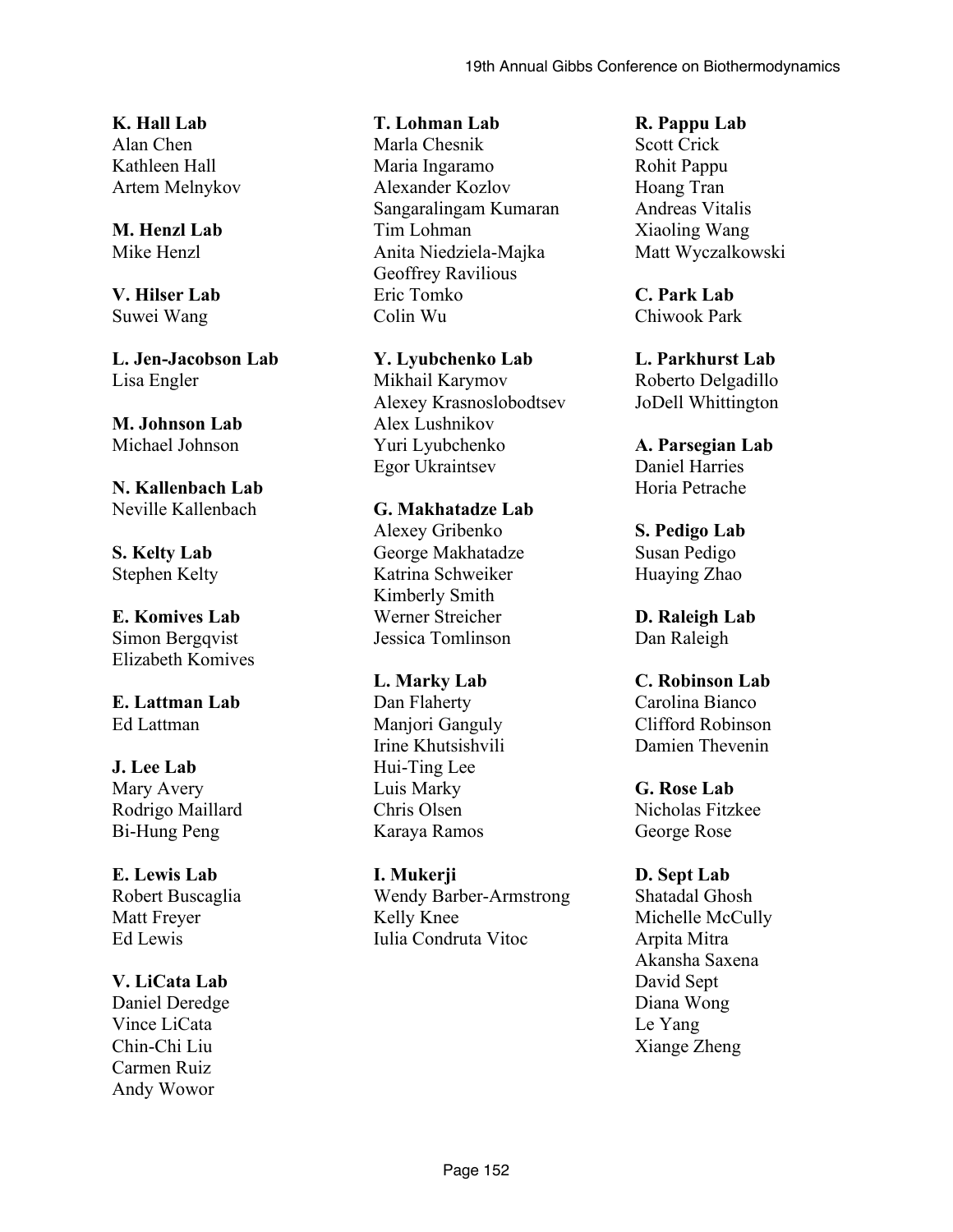**K. Hall Lab**
Alan Chen
Kathleen Hall
Artem Melnykov

**M. Henzl Lab**
Mike Henzl

**V. Hilser Lab**
Suwei Wang

**L. Jen-Jacobson Lab**
Lisa Engler

**M. Johnson Lab**
Michael Johnson

**N. Kallenbach Lab**
Neville Kallenbach

**S. Kelty Lab**
Stephen Kelty

**E. Komives Lab**
Simon Bergqvist
Elizabeth Komives

**E. Lattman Lab**
Ed Lattman

**J. Lee Lab**
Mary Avery
Rodrigo Maillard
Bi-Hung Peng

**E. Lewis Lab**
Robert Buscaglia
Matt Freyer
Ed Lewis

**V. LiCata Lab**
Daniel Deredge
Vince LiCata
Chin-Chi Liu
Carmen Ruiz
Andy Wowor

**T. Lohman Lab**
Marla Chesnik
Maria Ingaramo
Alexander Kozlov
Sangaralingam Kumaran
Tim Lohman
Anita Niedziela-Majka
Geoffrey Ravilious
Eric Tomko
Colin Wu

**Y. Lyubchenko Lab**
Mikhail Karymov
Alexey Krasnoslobodtsev
Alex Lushnikov
Yuri Lyubchenko
Egor Ukraintsev

**G. Makhatadze Lab**
Alexey Gribenko
George Makhatadze
Katrina Schweiker
Kimberly Smith
Werner Streicher
Jessica Tomlinson

**L. Marky Lab**
Dan Flaherty
Manjori Ganguly
Irine Khutsishvili
Hui-Ting Lee
Luis Marky
Chris Olsen
Karaya Ramos

**I. Mukerji**
Wendy Barber-Armstrong
Kelly Knee
Iulia Condruta Vitoc

**R. Pappu Lab**
Scott Crick
Rohit Pappu
Hoang Tran
Andreas Vitalis
Xiaoling Wang
Matt Wyczalkowski

**C. Park Lab**
Chiwook Park

**L. Parkhurst Lab**
Roberto Delgadillo
JoDell Whittington

**A. Parsegian Lab**
Daniel Harries
Horia Petrache

**S. Pedigo Lab**
Susan Pedigo
Huaying Zhao

**D. Raleigh Lab**
Dan Raleigh

**C. Robinson Lab**
Carolina Bianco
Clifford Robinson
Damien Thevenin

**G. Rose Lab**
Nicholas Fitzkee
George Rose

**D. Sept Lab**
Shatadal Ghosh
Michelle McCully
Arpita Mitra
Akansha Saxena
David Sept
Diana Wong
Le Yang
Xiange Zheng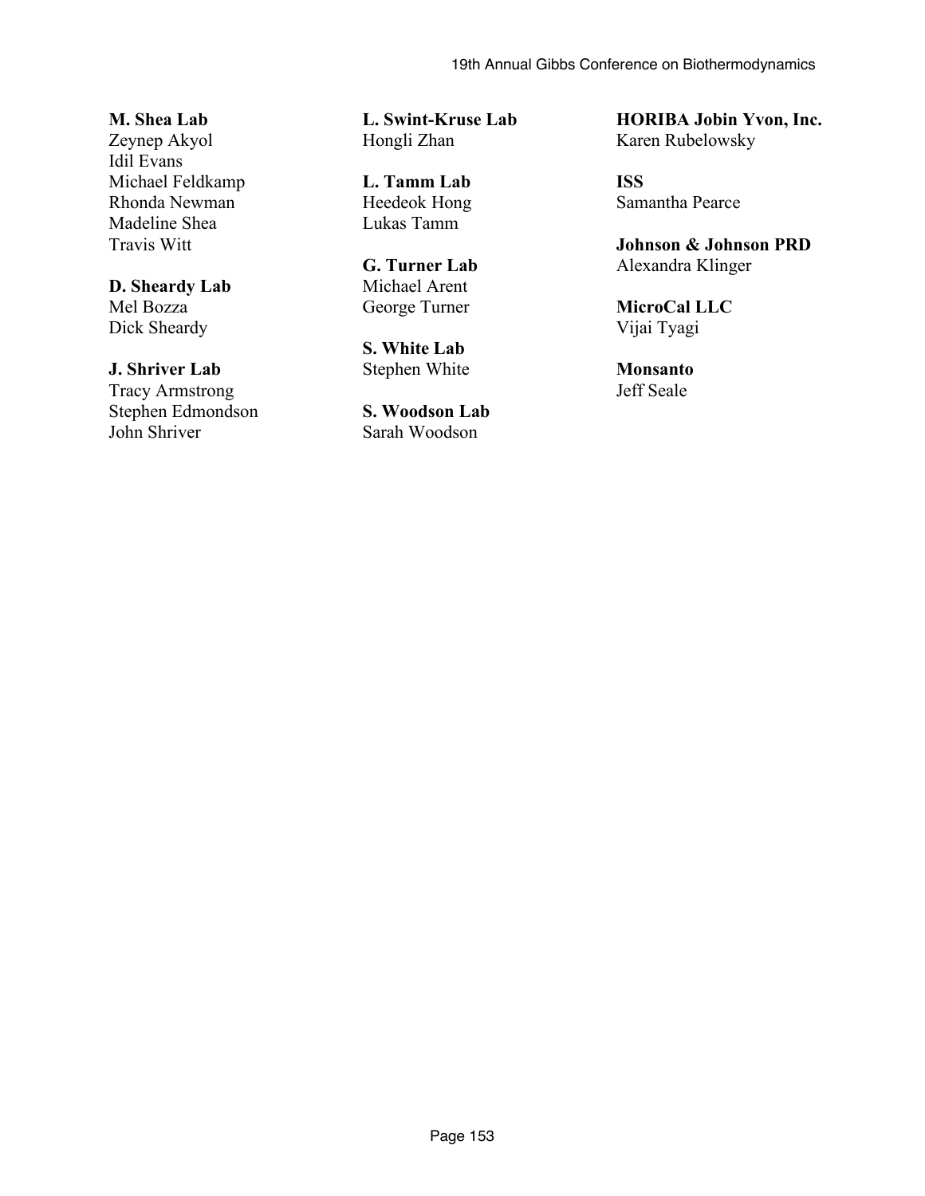**M. Shea Lab**
Zeynep Akyol
Idil Evans
Michael Feldkamp
Rhonda Newman
Madeline Shea
Travis Witt

**D. Sheardy Lab**
Mel Bozza
Dick Sheardy

**J. Shriver Lab**
Tracy Armstrong
Stephen Edmondson
John Shriver

**L. Swint-Kruse Lab**
Hongli Zhan

**L. Tamm Lab**
Heedeok Hong
Lukas Tamm

**G. Turner Lab**
Michael Arent
George Turner

**S. White Lab**
Stephen White

**S. Woodson Lab**
Sarah Woodson

**HORIBA Jobin Yvon, Inc.**
Karen Rubelowsky

**ISS**
Samantha Pearce

**Johnson & Johnson PRD**
Alexandra Klinger

**MicroCal LLC**
Vijai Tyagi

**Monsanto**
Jeff Seale